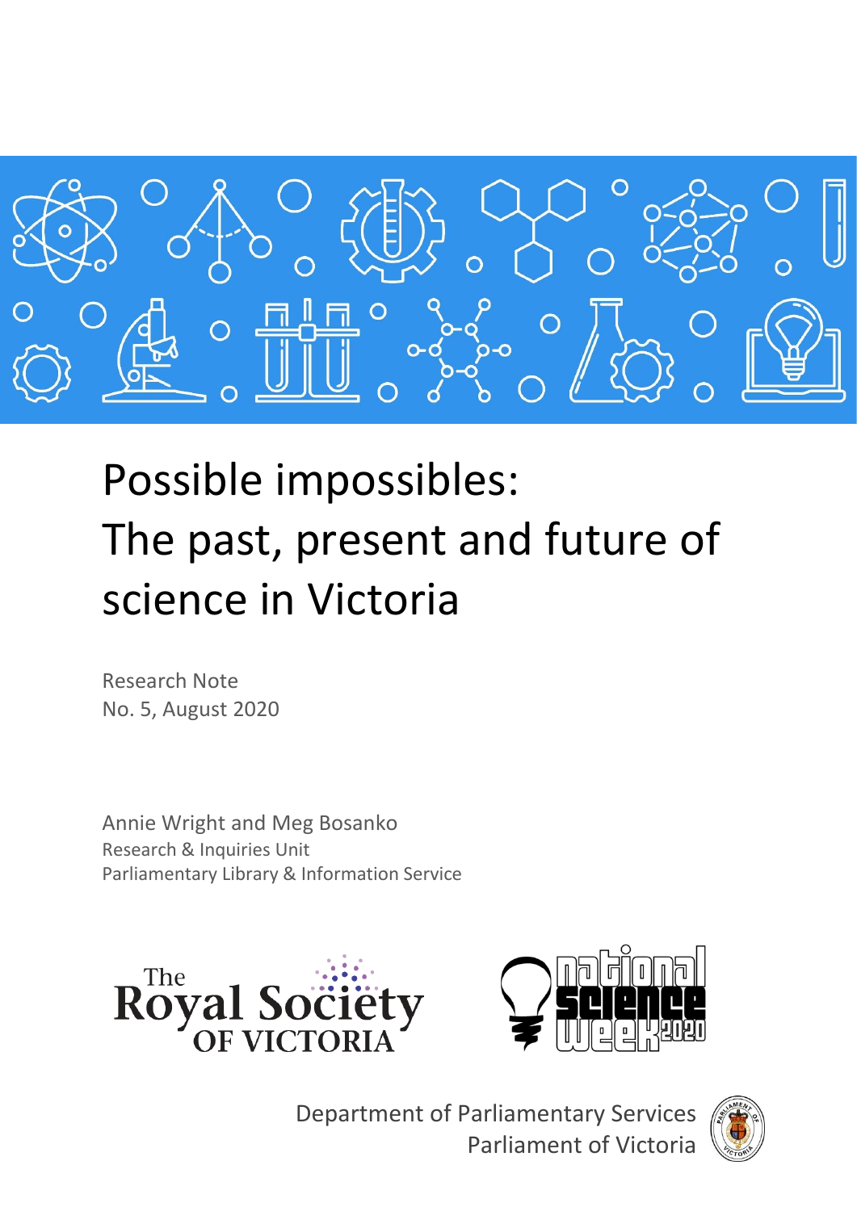# Possible impossibles: The past, present and future of science in Victoria

Research Note
No. 5, August 2020

Annie Wright and Meg Bosanko
Research & Inquiries Unit
Parliamentary Library & Information Service

Department of Parliamentary Services
Parliament of Victoria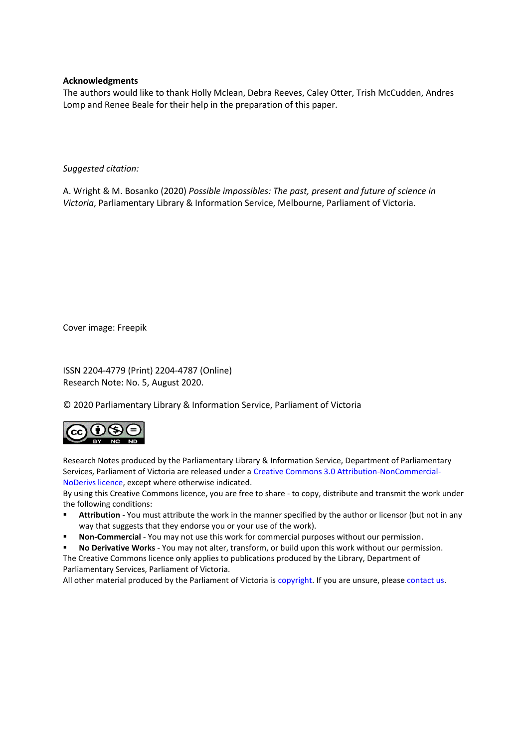**Acknowledgments**

The authors would like to thank Holly Mclean, Debra Reeves, Caley Otter, Trish McCudden, Andres Lomp and Renee Beale for their help in the preparation of this paper.

*Suggested citation:*

A. Wright & M. Bosanko (2020) *Possible impossibles: The past, present and future of science in Victoria*, Parliamentary Library & Information Service, Melbourne, Parliament of Victoria.

Cover image: Freepik

ISSN 2204-4779 (Print) 2204-4787 (Online)
Research Note: No. 5, August 2020.

© 2020 Parliamentary Library & Information Service, Parliament of Victoria

Research Notes produced by the Parliamentary Library & Information Service, Department of Parliamentary Services, Parliament of Victoria are released under a Creative Commons 3.0 Attribution-NonCommercial-NoDerivs licence, except where otherwise indicated.

By using this Creative Commons licence, you are free to share - to copy, distribute and transmit the work under the following conditions:

- **Attribution** - You must attribute the work in the manner specified by the author or licensor (but not in any way that suggests that they endorse you or your use of the work).
- **Non-Commercial** - You may not use this work for commercial purposes without our permission.
- **No Derivative Works** - You may not alter, transform, or build upon this work without our permission.

The Creative Commons licence only applies to publications produced by the Library, Department of Parliamentary Services, Parliament of Victoria.

All other material produced by the Parliament of Victoria is copyright. If you are unsure, please contact us.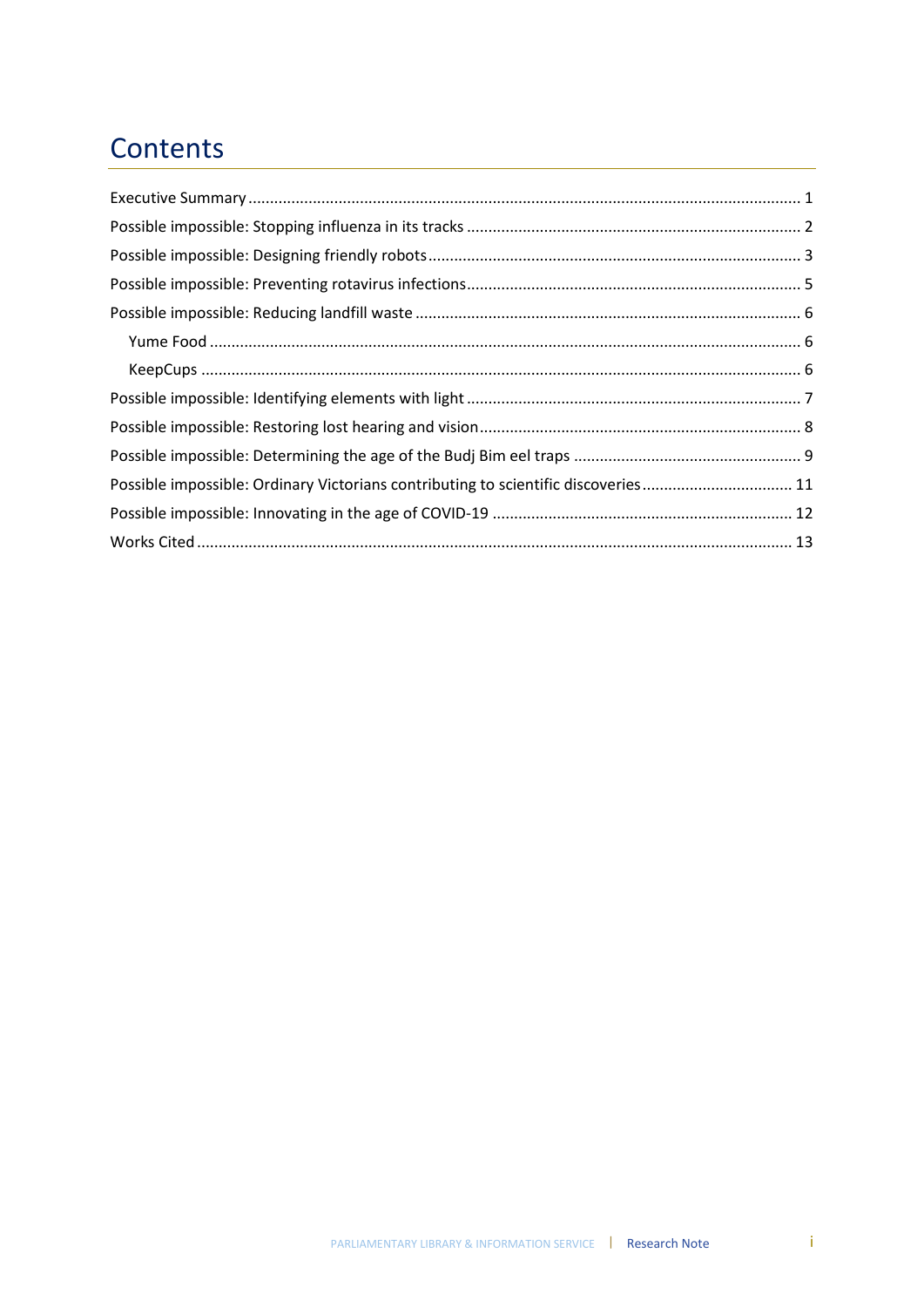# Contents

Executive Summary ........................................................................................................................ 1

Possible impossible: Stopping influenza in its tracks ........................................................................ 2

Possible impossible: Designing friendly robots ................................................................................ 3

Possible impossible: Preventing rotavirus infections ......................................................................... 5

Possible impossible: Reducing landfill waste .................................................................................... 6

- Yume Food ................................................................................................................................ 6
- KeepCups .................................................................................................................................. 6

Possible impossible: Identifying elements with light ......................................................................... 7

Possible impossible: Restoring lost hearing and vision ...................................................................... 8

Possible impossible: Determining the age of the Budj Bim eel traps ................................................. 9

Possible impossible: Ordinary Victorians contributing to scientific discoveries ................................ 11

Possible impossible: Innovating in the age of COVID-19 .................................................................. 12

Works Cited ................................................................................................................................... 13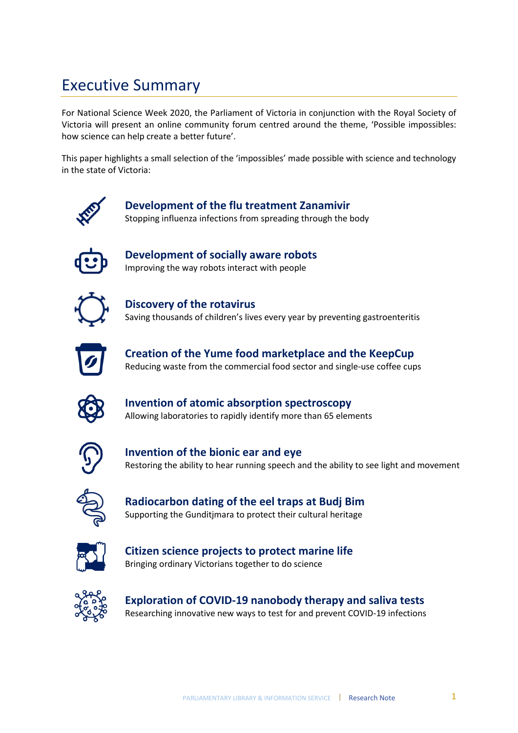# Executive Summary

For National Science Week 2020, the Parliament of Victoria in conjunction with the Royal Society of Victoria will present an online community forum centred around the theme, ‘Possible impossibles: how science can help create a better future’.

This paper highlights a small selection of the ‘impossibles’ made possible with science and technology in the state of Victoria:

**Development of the flu treatment Zanamivir**
Stopping influenza infections from spreading through the body

**Development of socially aware robots**
Improving the way robots interact with people

**Discovery of the rotavirus**
Saving thousands of children’s lives every year by preventing gastroenteritis

**Creation of the Yume food marketplace and the KeepCup**
Reducing waste from the commercial food sector and single-use coffee cups

**Invention of atomic absorption spectroscopy**
Allowing laboratories to rapidly identify more than 65 elements

**Invention of the bionic ear and eye**
Restoring the ability to hear running speech and the ability to see light and movement

**Radiocarbon dating of the eel traps at Budj Bim**
Supporting the Gunditjmara to protect their cultural heritage

**Citizen science projects to protect marine life**
Bringing ordinary Victorians together to do science

**Exploration of COVID-19 nanobody therapy and saliva tests**
Researching innovative new ways to test for and prevent COVID-19 infections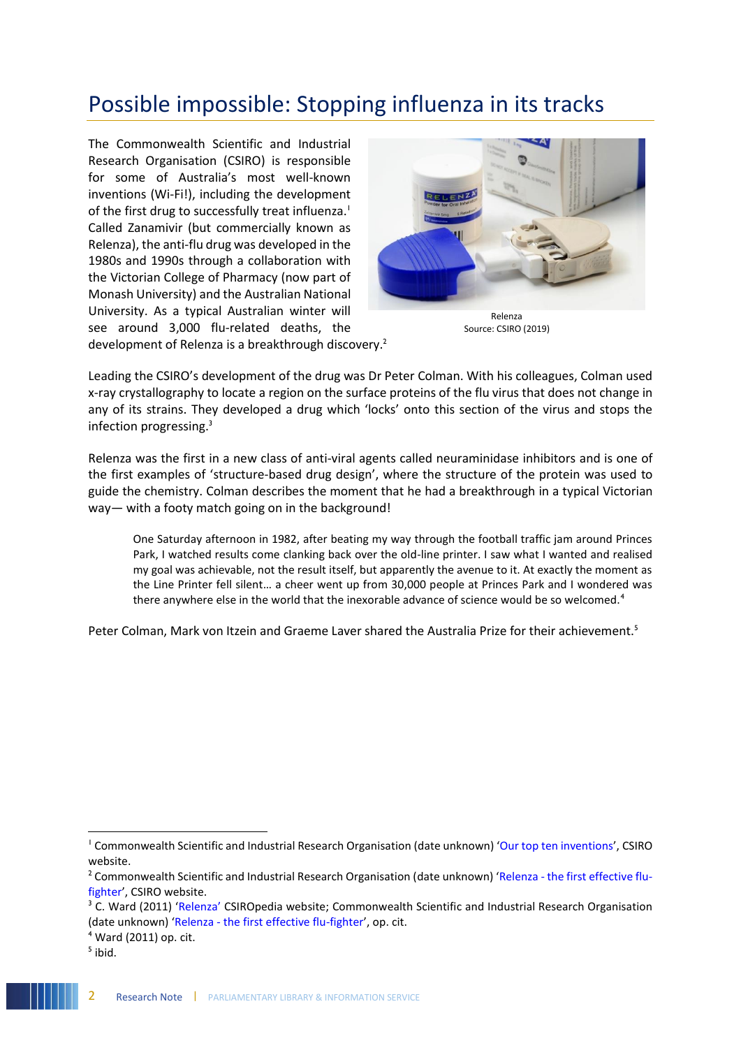# Possible impossible: Stopping influenza in its tracks

The Commonwealth Scientific and Industrial Research Organisation (CSIRO) is responsible for some of Australia's most well-known inventions (Wi-Fi!), including the development of the first drug to successfully treat influenza.[1] Called Zanamivir (but commercially known as Relenza), the anti-flu drug was developed in the 1980s and 1990s through a collaboration with the Victorian College of Pharmacy (now part of Monash University) and the Australian National University. As a typical Australian winter will see around 3,000 flu-related deaths, the development of Relenza is a breakthrough discovery.[2]

Relenza
Source: CSIRO (2019)

Leading the CSIRO's development of the drug was Dr Peter Colman. With his colleagues, Colman used x-ray crystallography to locate a region on the surface proteins of the flu virus that does not change in any of its strains. They developed a drug which 'locks' onto this section of the virus and stops the infection progressing.[3]

Relenza was the first in a new class of anti-viral agents called neuraminidase inhibitors and is one of the first examples of 'structure-based drug design', where the structure of the protein was used to guide the chemistry. Colman describes the moment that he had a breakthrough in a typical Victorian way— with a footy match going on in the background!

> One Saturday afternoon in 1982, after beating my way through the football traffic jam around Princes Park, I watched results come clanking back over the old-line printer. I saw what I wanted and realised my goal was achievable, not the result itself, but apparently the avenue to it. At exactly the moment as the Line Printer fell silent… a cheer went up from 30,000 people at Princes Park and I wondered was there anywhere else in the world that the inexorable advance of science would be so welcomed.[4]

Peter Colman, Mark von Itzein and Graeme Laver shared the Australia Prize for their achievement.[5]

---

[1] Commonwealth Scientific and Industrial Research Organisation (date unknown) 'Our top ten inventions', CSIRO website.

[2] Commonwealth Scientific and Industrial Research Organisation (date unknown) 'Relenza - the first effective flu-fighter', CSIRO website.

[3] C. Ward (2011) 'Relenza' CSIROpedia website; Commonwealth Scientific and Industrial Research Organisation (date unknown) 'Relenza - the first effective flu-fighter', op. cit.

[4] Ward (2011) op. cit.

[5] ibid.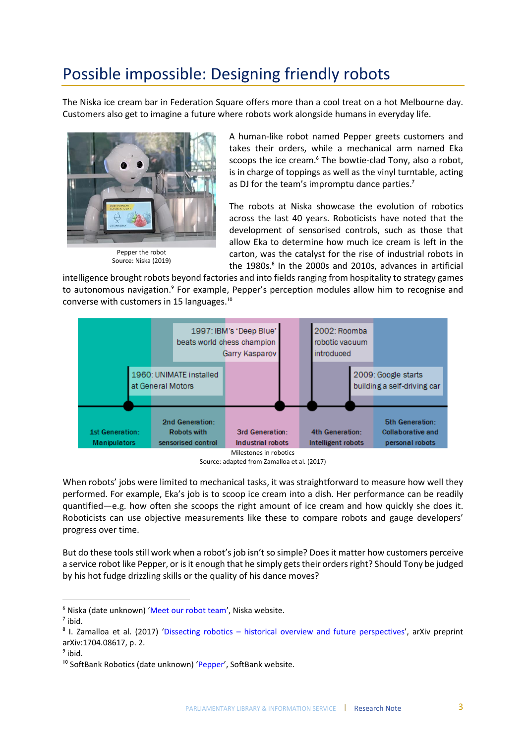# Possible impossible: Designing friendly robots

The Niska ice cream bar in Federation Square offers more than a cool treat on a hot Melbourne day. Customers also get to imagine a future where robots work alongside humans in everyday life.

Pepper the robot
Source: Niska (2019)

A human-like robot named Pepper greets customers and takes their orders, while a mechanical arm named Eka scoops the ice cream.[6] The bowtie-clad Tony, also a robot, is in charge of toppings as well as the vinyl turntable, acting as DJ for the team's impromptu dance parties.[7]

The robots at Niska showcase the evolution of robotics across the last 40 years. Roboticists have noted that the development of sensorised controls, such as those that allow Eka to determine how much ice cream is left in the carton, was the catalyst for the rise of industrial robots in the 1980s.[8] In the 2000s and 2010s, advances in artificial intelligence brought robots beyond factories and into fields ranging from hospitality to strategy games to autonomous navigation.[9] For example, Pepper's perception modules allow him to recognise and converse with customers in 15 languages.[10]

1960: UNIMATE installed at General Motors

1997: IBM's 'Deep Blue' beats world chess champion Garry Kasparov

2002: Roomba robotic vacuum introduced

2009: Google starts building a self-driving car

1st Generation: Manipulators | 2nd Generation: Robots with sensorised control | 3rd Generation: Industrial robots | 4th Generation: Intelligent robots | 5th Generation: Collaborative and personal robots

Milestones in robotics
Source: adapted from Zamalloa et al. (2017)

When robots' jobs were limited to mechanical tasks, it was straightforward to measure how well they performed. For example, Eka's job is to scoop ice cream into a dish. Her performance can be readily quantified—e.g. how often she scoops the right amount of ice cream and how quickly she does it. Roboticists can use objective measurements like these to compare robots and gauge developers' progress over time.

But do these tools still work when a robot's job isn't so simple? Does it matter how customers perceive a service robot like Pepper, or is it enough that he simply gets their orders right? Should Tony be judged by his hot fudge drizzling skills or the quality of his dance moves?

---

[6] Niska (date unknown) 'Meet our robot team', Niska website.
[7] ibid.
[8] I. Zamalloa et al. (2017) 'Dissecting robotics – historical overview and future perspectives', arXiv preprint arXiv:1704.08617, p. 2.
[9] ibid.
[10] SoftBank Robotics (date unknown) 'Pepper', SoftBank website.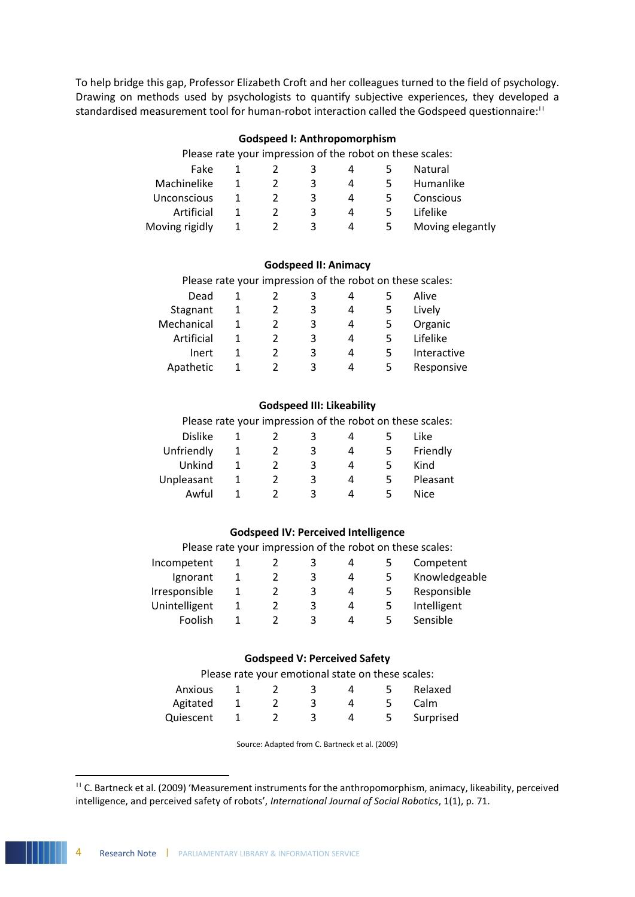To help bridge this gap, Professor Elizabeth Croft and her colleagues turned to the field of psychology. Drawing on methods used by psychologists to quantify subjective experiences, they developed a standardised measurement tool for human-robot interaction called the Godspeed questionnaire:[11]

**Godspeed I: Anthropomorphism**

Please rate your impression of the robot on these scales:

| | | | | | | |
|---|---|---|---|---|---|---|
| Fake | 1 | 2 | 3 | 4 | 5 | Natural |
| Machinelike | 1 | 2 | 3 | 4 | 5 | Humanlike |
| Unconscious | 1 | 2 | 3 | 4 | 5 | Conscious |
| Artificial | 1 | 2 | 3 | 4 | 5 | Lifelike |
| Moving rigidly | 1 | 2 | 3 | 4 | 5 | Moving elegantly |

**Godspeed II: Animacy**

Please rate your impression of the robot on these scales:

| | | | | | | |
|---|---|---|---|---|---|---|
| Dead | 1 | 2 | 3 | 4 | 5 | Alive |
| Stagnant | 1 | 2 | 3 | 4 | 5 | Lively |
| Mechanical | 1 | 2 | 3 | 4 | 5 | Organic |
| Artificial | 1 | 2 | 3 | 4 | 5 | Lifelike |
| Inert | 1 | 2 | 3 | 4 | 5 | Interactive |
| Apathetic | 1 | 2 | 3 | 4 | 5 | Responsive |

**Godspeed III: Likeability**

Please rate your impression of the robot on these scales:

| | | | | | | |
|---|---|---|---|---|---|---|
| Dislike | 1 | 2 | 3 | 4 | 5 | Like |
| Unfriendly | 1 | 2 | 3 | 4 | 5 | Friendly |
| Unkind | 1 | 2 | 3 | 4 | 5 | Kind |
| Unpleasant | 1 | 2 | 3 | 4 | 5 | Pleasant |
| Awful | 1 | 2 | 3 | 4 | 5 | Nice |

**Godspeed IV: Perceived Intelligence**

Please rate your impression of the robot on these scales:

| | | | | | | |
|---|---|---|---|---|---|---|
| Incompetent | 1 | 2 | 3 | 4 | 5 | Competent |
| Ignorant | 1 | 2 | 3 | 4 | 5 | Knowledgeable |
| Irresponsible | 1 | 2 | 3 | 4 | 5 | Responsible |
| Unintelligent | 1 | 2 | 3 | 4 | 5 | Intelligent |
| Foolish | 1 | 2 | 3 | 4 | 5 | Sensible |

**Godspeed V: Perceived Safety**

Please rate your emotional state on these scales:

| | | | | | | |
|---|---|---|---|---|---|---|
| Anxious | 1 | 2 | 3 | 4 | 5 | Relaxed |
| Agitated | 1 | 2 | 3 | 4 | 5 | Calm |
| Quiescent | 1 | 2 | 3 | 4 | 5 | Surprised |

Source: Adapted from C. Bartneck et al. (2009)

[11] C. Bartneck et al. (2009) 'Measurement instruments for the anthropomorphism, animacy, likeability, perceived intelligence, and perceived safety of robots', *International Journal of Social Robotics*, 1(1), p. 71.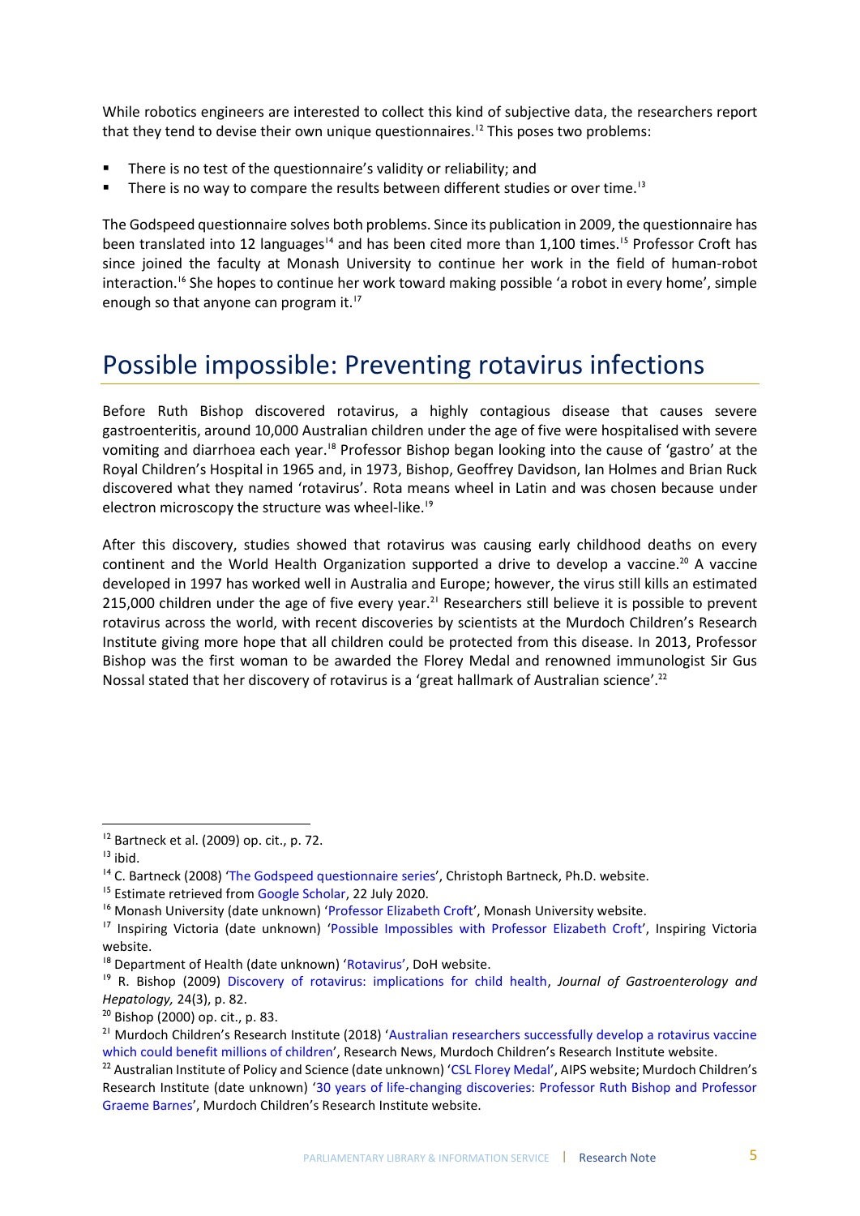While robotics engineers are interested to collect this kind of subjective data, the researchers report that they tend to devise their own unique questionnaires.[12] This poses two problems:

- There is no test of the questionnaire's validity or reliability; and
- There is no way to compare the results between different studies or over time.[13]

The Godspeed questionnaire solves both problems. Since its publication in 2009, the questionnaire has been translated into 12 languages[14] and has been cited more than 1,100 times.[15] Professor Croft has since joined the faculty at Monash University to continue her work in the field of human-robot interaction.[16] She hopes to continue her work toward making possible 'a robot in every home', simple enough so that anyone can program it.[17]

## Possible impossible: Preventing rotavirus infections

Before Ruth Bishop discovered rotavirus, a highly contagious disease that causes severe gastroenteritis, around 10,000 Australian children under the age of five were hospitalised with severe vomiting and diarrhoea each year.[18] Professor Bishop began looking into the cause of 'gastro' at the Royal Children's Hospital in 1965 and, in 1973, Bishop, Geoffrey Davidson, Ian Holmes and Brian Ruck discovered what they named 'rotavirus'. Rota means wheel in Latin and was chosen because under electron microscopy the structure was wheel-like.[19]

After this discovery, studies showed that rotavirus was causing early childhood deaths on every continent and the World Health Organization supported a drive to develop a vaccine.[20] A vaccine developed in 1997 has worked well in Australia and Europe; however, the virus still kills an estimated 215,000 children under the age of five every year.[21] Researchers still believe it is possible to prevent rotavirus across the world, with recent discoveries by scientists at the Murdoch Children's Research Institute giving more hope that all children could be protected from this disease. In 2013, Professor Bishop was the first woman to be awarded the Florey Medal and renowned immunologist Sir Gus Nossal stated that her discovery of rotavirus is a 'great hallmark of Australian science'.[22]

---

[12] Bartneck et al. (2009) op. cit., p. 72.

[13] ibid.

[14] C. Bartneck (2008) 'The Godspeed questionnaire series', Christoph Bartneck, Ph.D. website.

[15] Estimate retrieved from Google Scholar, 22 July 2020.

[16] Monash University (date unknown) 'Professor Elizabeth Croft', Monash University website.

[17] Inspiring Victoria (date unknown) 'Possible Impossibles with Professor Elizabeth Croft', Inspiring Victoria website.

[18] Department of Health (date unknown) 'Rotavirus', DoH website.

[19] R. Bishop (2009) Discovery of rotavirus: implications for child health, *Journal of Gastroenterology and Hepatology,* 24(3), p. 82.

[20] Bishop (2000) op. cit., p. 83.

[21] Murdoch Children's Research Institute (2018) 'Australian researchers successfully develop a rotavirus vaccine which could benefit millions of children', Research News, Murdoch Children's Research Institute website.

[22] Australian Institute of Policy and Science (date unknown) 'CSL Florey Medal', AIPS website; Murdoch Children's Research Institute (date unknown) '30 years of life-changing discoveries: Professor Ruth Bishop and Professor Graeme Barnes', Murdoch Children's Research Institute website.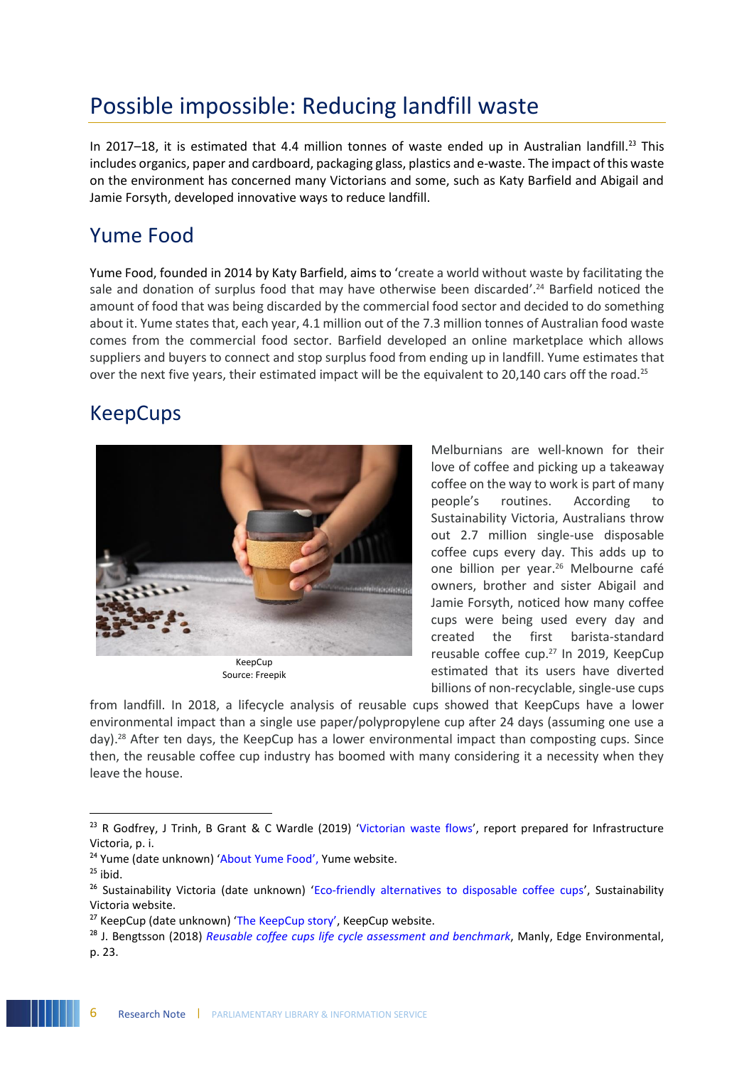# Possible impossible: Reducing landfill waste

In 2017–18, it is estimated that 4.4 million tonnes of waste ended up in Australian landfill.[23] This includes organics, paper and cardboard, packaging glass, plastics and e-waste. The impact of this waste on the environment has concerned many Victorians and some, such as Katy Barfield and Abigail and Jamie Forsyth, developed innovative ways to reduce landfill.

## Yume Food

Yume Food, founded in 2014 by Katy Barfield, aims to 'create a world without waste by facilitating the sale and donation of surplus food that may have otherwise been discarded'.[24] Barfield noticed the amount of food that was being discarded by the commercial food sector and decided to do something about it. Yume states that, each year, 4.1 million out of the 7.3 million tonnes of Australian food waste comes from the commercial food sector. Barfield developed an online marketplace which allows suppliers and buyers to connect and stop surplus food from ending up in landfill. Yume estimates that over the next five years, their estimated impact will be the equivalent to 20,140 cars off the road.[25]

## KeepCups

KeepCup
Source: Freepik

Melburnians are well-known for their love of coffee and picking up a takeaway coffee on the way to work is part of many people's routines. According to Sustainability Victoria, Australians throw out 2.7 million single-use disposable coffee cups every day. This adds up to one billion per year.[26] Melbourne café owners, brother and sister Abigail and Jamie Forsyth, noticed how many coffee cups were being used every day and created the first barista-standard reusable coffee cup.[27] In 2019, KeepCup estimated that its users have diverted billions of non-recyclable, single-use cups from landfill. In 2018, a lifecycle analysis of reusable cups showed that KeepCups have a lower environmental impact than a single use paper/polypropylene cup after 24 days (assuming one use a day).[28] After ten days, the KeepCup has a lower environmental impact than composting cups. Since then, the reusable coffee cup industry has boomed with many considering it a necessity when they leave the house.

---

[23] R Godfrey, J Trinh, B Grant & C Wardle (2019) 'Victorian waste flows', report prepared for Infrastructure Victoria, p. i.

[24] Yume (date unknown) 'About Yume Food', Yume website.

[25] ibid.

[26] Sustainability Victoria (date unknown) 'Eco-friendly alternatives to disposable coffee cups', Sustainability Victoria website.

[27] KeepCup (date unknown) 'The KeepCup story', KeepCup website.

[28] J. Bengtsson (2018) *Reusable coffee cups life cycle assessment and benchmark*, Manly, Edge Environmental, p. 23.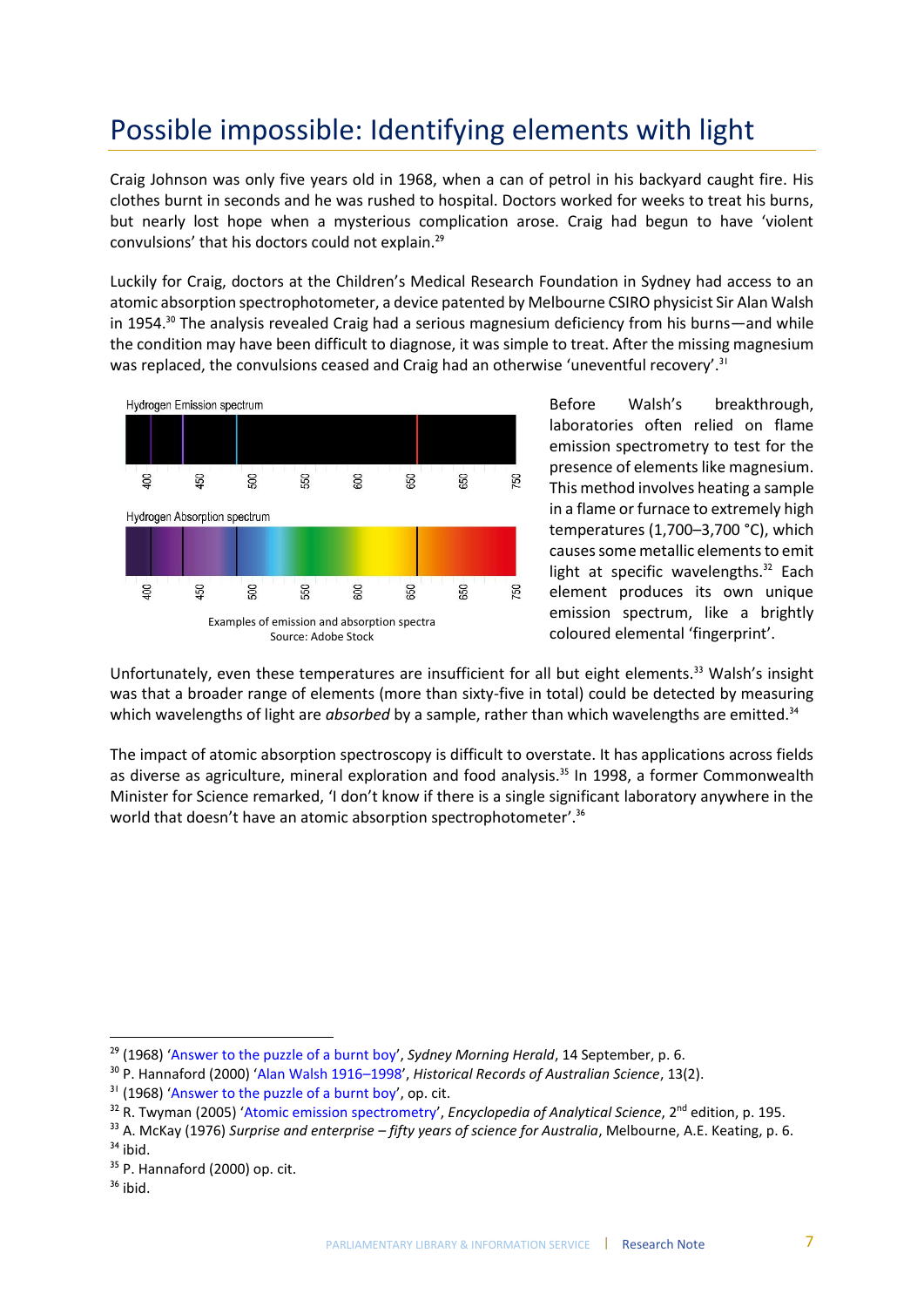# Possible impossible: Identifying elements with light

Craig Johnson was only five years old in 1968, when a can of petrol in his backyard caught fire. His clothes burnt in seconds and he was rushed to hospital. Doctors worked for weeks to treat his burns, but nearly lost hope when a mysterious complication arose. Craig had begun to have 'violent convulsions' that his doctors could not explain.[29]

Luckily for Craig, doctors at the Children's Medical Research Foundation in Sydney had access to an atomic absorption spectrophotometer, a device patented by Melbourne CSIRO physicist Sir Alan Walsh in 1954.[30] The analysis revealed Craig had a serious magnesium deficiency from his burns—and while the condition may have been difficult to diagnose, it was simple to treat. After the missing magnesium was replaced, the convulsions ceased and Craig had an otherwise 'uneventful recovery'.[31]

Hydrogen Emission spectrum

400 450 500 550 600 650 650 750

Hydrogen Absorption spectrum

400 450 500 550 600 650 650 750

Examples of emission and absorption spectra
Source: Adobe Stock

Before Walsh's breakthrough, laboratories often relied on flame emission spectrometry to test for the presence of elements like magnesium. This method involves heating a sample in a flame or furnace to extremely high temperatures (1,700–3,700 °C), which causes some metallic elements to emit light at specific wavelengths.[32] Each element produces its own unique emission spectrum, like a brightly coloured elemental 'fingerprint'.

Unfortunately, even these temperatures are insufficient for all but eight elements.[33] Walsh's insight was that a broader range of elements (more than sixty-five in total) could be detected by measuring which wavelengths of light are *absorbed* by a sample, rather than which wavelengths are emitted.[34]

The impact of atomic absorption spectroscopy is difficult to overstate. It has applications across fields as diverse as agriculture, mineral exploration and food analysis.[35] In 1998, a former Commonwealth Minister for Science remarked, 'I don't know if there is a single significant laboratory anywhere in the world that doesn't have an atomic absorption spectrophotometer'.[36]

---

[29] (1968) 'Answer to the puzzle of a burnt boy', *Sydney Morning Herald*, 14 September, p. 6.
[30] P. Hannaford (2000) 'Alan Walsh 1916–1998', *Historical Records of Australian Science*, 13(2).
[31] (1968) 'Answer to the puzzle of a burnt boy', op. cit.
[32] R. Twyman (2005) 'Atomic emission spectrometry', *Encyclopedia of Analytical Science*, 2nd edition, p. 195.
[33] A. McKay (1976) *Surprise and enterprise – fifty years of science for Australia*, Melbourne, A.E. Keating, p. 6.
[34] ibid.
[35] P. Hannaford (2000) op. cit.
[36] ibid.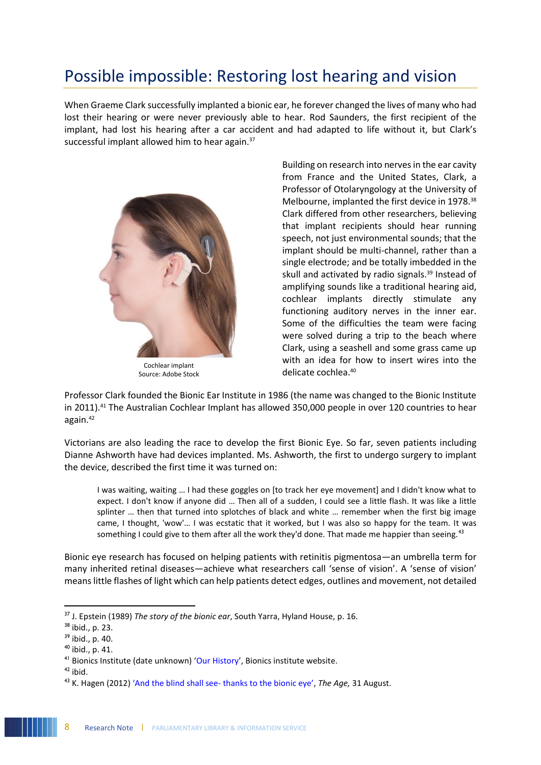## Possible impossible: Restoring lost hearing and vision

When Graeme Clark successfully implanted a bionic ear, he forever changed the lives of many who had lost their hearing or were never previously able to hear. Rod Saunders, the first recipient of the implant, had lost his hearing after a car accident and had adapted to life without it, but Clark's successful implant allowed him to hear again.[37]

Cochlear implant
Source: Adobe Stock

Building on research into nerves in the ear cavity from France and the United States, Clark, a Professor of Otolaryngology at the University of Melbourne, implanted the first device in 1978.[38] Clark differed from other researchers, believing that implant recipients should hear running speech, not just environmental sounds; that the implant should be multi-channel, rather than a single electrode; and be totally imbedded in the skull and activated by radio signals.[39] Instead of amplifying sounds like a traditional hearing aid, cochlear implants directly stimulate any functioning auditory nerves in the inner ear. Some of the difficulties the team were facing were solved during a trip to the beach where Clark, using a seashell and some grass came up with an idea for how to insert wires into the delicate cochlea.[40]

Professor Clark founded the Bionic Ear Institute in 1986 (the name was changed to the Bionic Institute in 2011).[41] The Australian Cochlear Implant has allowed 350,000 people in over 120 countries to hear again.[42]

Victorians are also leading the race to develop the first Bionic Eye. So far, seven patients including Dianne Ashworth have had devices implanted. Ms. Ashworth, the first to undergo surgery to implant the device, described the first time it was turned on:

> I was waiting, waiting … I had these goggles on [to track her eye movement] and I didn't know what to expect. I don't know if anyone did … Then all of a sudden, I could see a little flash. It was like a little splinter … then that turned into splotches of black and white … remember when the first big image came, I thought, 'wow'… I was ecstatic that it worked, but I was also so happy for the team. It was something I could give to them after all the work they'd done. That made me happier than seeing.[43]

Bionic eye research has focused on helping patients with retinitis pigmentosa—an umbrella term for many inherited retinal diseases—achieve what researchers call 'sense of vision'. A 'sense of vision' means little flashes of light which can help patients detect edges, outlines and movement, not detailed

---

[37] J. Epstein (1989) *The story of the bionic ear*, South Yarra, Hyland House, p. 16.
[38] ibid., p. 23.
[39] ibid., p. 40.
[40] ibid., p. 41.
[41] Bionics Institute (date unknown) 'Our History', Bionics institute website.
[42] ibid.
[43] K. Hagen (2012) 'And the blind shall see- thanks to the bionic eye', *The Age,* 31 August.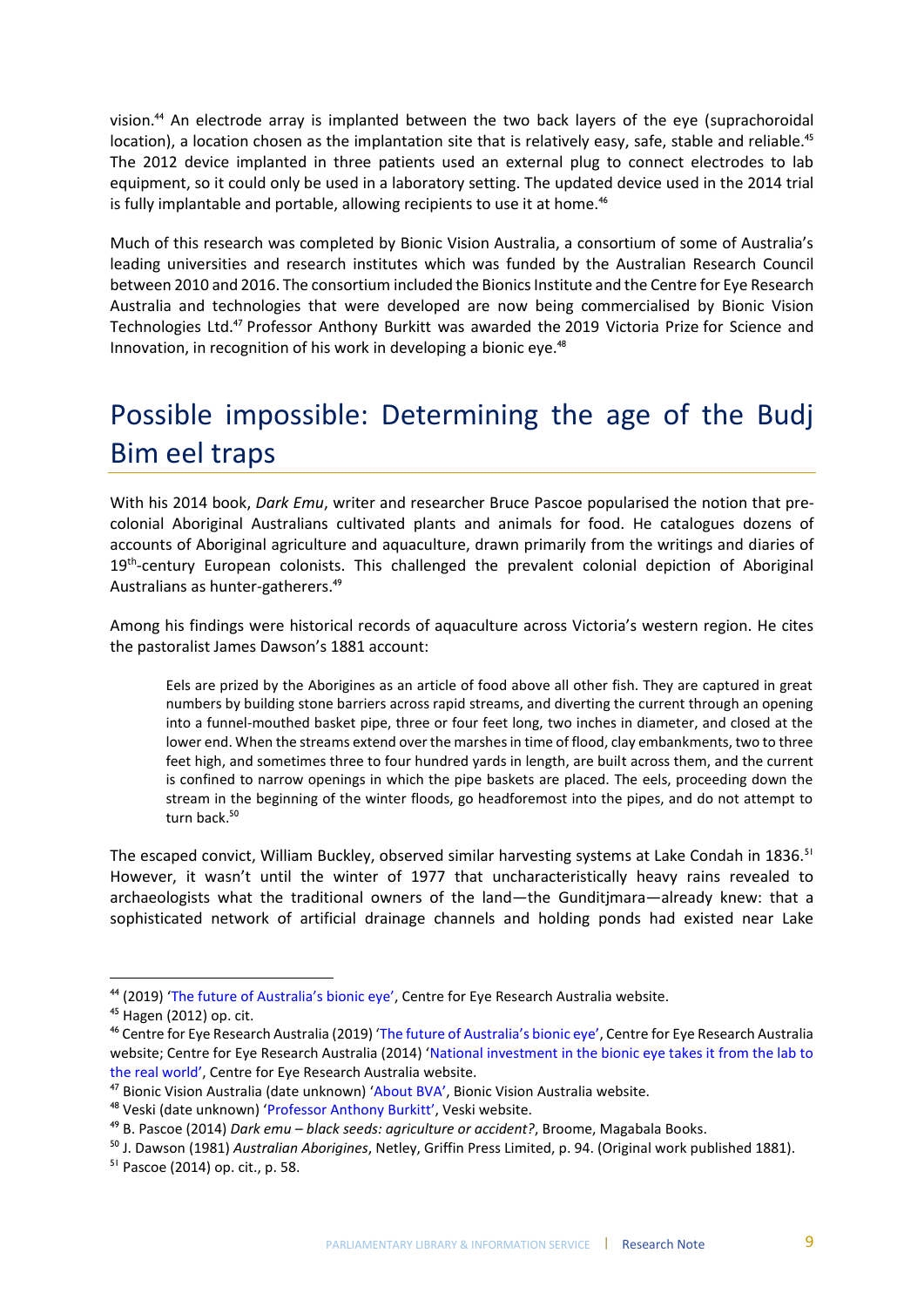vision.[44] An electrode array is implanted between the two back layers of the eye (suprachoroidal location), a location chosen as the implantation site that is relatively easy, safe, stable and reliable.[45] The 2012 device implanted in three patients used an external plug to connect electrodes to lab equipment, so it could only be used in a laboratory setting. The updated device used in the 2014 trial is fully implantable and portable, allowing recipients to use it at home.[46]

Much of this research was completed by Bionic Vision Australia, a consortium of some of Australia's leading universities and research institutes which was funded by the Australian Research Council between 2010 and 2016. The consortium included the Bionics Institute and the Centre for Eye Research Australia and technologies that were developed are now being commercialised by Bionic Vision Technologies Ltd.[47] Professor Anthony Burkitt was awarded the 2019 Victoria Prize for Science and Innovation, in recognition of his work in developing a bionic eye.[48]

## Possible impossible: Determining the age of the Budj Bim eel traps

With his 2014 book, *Dark Emu*, writer and researcher Bruce Pascoe popularised the notion that pre-colonial Aboriginal Australians cultivated plants and animals for food. He catalogues dozens of accounts of Aboriginal agriculture and aquaculture, drawn primarily from the writings and diaries of 19th-century European colonists. This challenged the prevalent colonial depiction of Aboriginal Australians as hunter-gatherers.[49]

Among his findings were historical records of aquaculture across Victoria's western region. He cites the pastoralist James Dawson's 1881 account:

> Eels are prized by the Aborigines as an article of food above all other fish. They are captured in great numbers by building stone barriers across rapid streams, and diverting the current through an opening into a funnel-mouthed basket pipe, three or four feet long, two inches in diameter, and closed at the lower end. When the streams extend over the marshes in time of flood, clay embankments, two to three feet high, and sometimes three to four hundred yards in length, are built across them, and the current is confined to narrow openings in which the pipe baskets are placed. The eels, proceeding down the stream in the beginning of the winter floods, go headforemost into the pipes, and do not attempt to turn back.[50]

The escaped convict, William Buckley, observed similar harvesting systems at Lake Condah in 1836.[51] However, it wasn't until the winter of 1977 that uncharacteristically heavy rains revealed to archaeologists what the traditional owners of the land—the Gunditjmara—already knew: that a sophisticated network of artificial drainage channels and holding ponds had existed near Lake

---

[44] (2019) 'The future of Australia's bionic eye', Centre for Eye Research Australia website.

[45] Hagen (2012) op. cit.

[46] Centre for Eye Research Australia (2019) 'The future of Australia's bionic eye', Centre for Eye Research Australia website; Centre for Eye Research Australia (2014) 'National investment in the bionic eye takes it from the lab to the real world', Centre for Eye Research Australia website.

[47] Bionic Vision Australia (date unknown) 'About BVA', Bionic Vision Australia website.

[48] Veski (date unknown) 'Professor Anthony Burkitt', Veski website.

[49] B. Pascoe (2014) *Dark emu – black seeds: agriculture or accident?*, Broome, Magabala Books.

[50] J. Dawson (1981) *Australian Aborigines*, Netley, Griffin Press Limited, p. 94. (Original work published 1881).

[51] Pascoe (2014) op. cit., p. 58.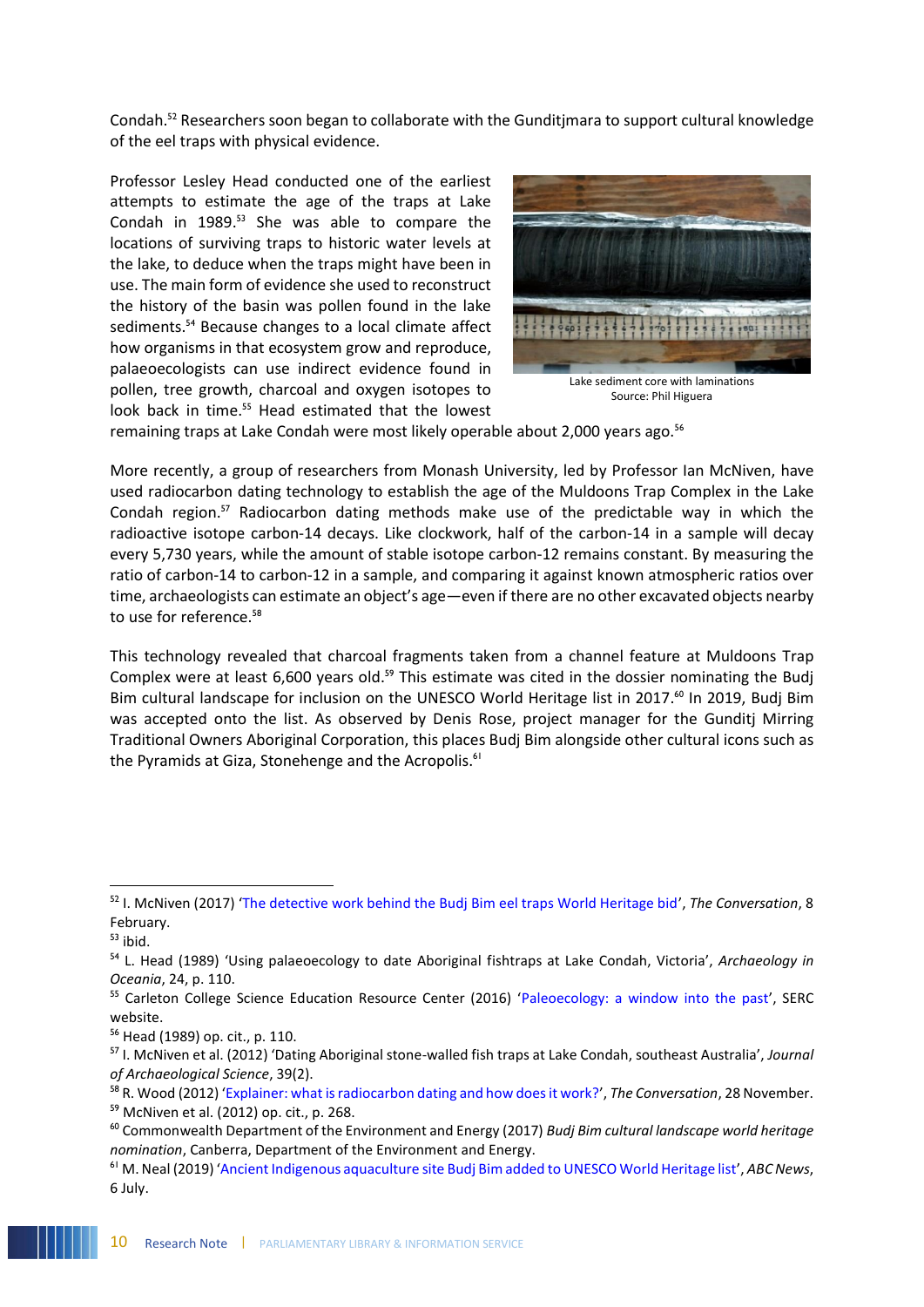Condah.[52] Researchers soon began to collaborate with the Gunditjmara to support cultural knowledge of the eel traps with physical evidence.

Professor Lesley Head conducted one of the earliest attempts to estimate the age of the traps at Lake Condah in 1989.[53] She was able to compare the locations of surviving traps to historic water levels at the lake, to deduce when the traps might have been in use. The main form of evidence she used to reconstruct the history of the basin was pollen found in the lake sediments.[54] Because changes to a local climate affect how organisms in that ecosystem grow and reproduce, palaeoecologists can use indirect evidence found in pollen, tree growth, charcoal and oxygen isotopes to look back in time.[55] Head estimated that the lowest remaining traps at Lake Condah were most likely operable about 2,000 years ago.[56]

Lake sediment core with laminations
Source: Phil Higuera

More recently, a group of researchers from Monash University, led by Professor Ian McNiven, have used radiocarbon dating technology to establish the age of the Muldoons Trap Complex in the Lake Condah region.[57] Radiocarbon dating methods make use of the predictable way in which the radioactive isotope carbon-14 decays. Like clockwork, half of the carbon-14 in a sample will decay every 5,730 years, while the amount of stable isotope carbon-12 remains constant. By measuring the ratio of carbon-14 to carbon-12 in a sample, and comparing it against known atmospheric ratios over time, archaeologists can estimate an object's age—even if there are no other excavated objects nearby to use for reference.[58]

This technology revealed that charcoal fragments taken from a channel feature at Muldoons Trap Complex were at least 6,600 years old.[59] This estimate was cited in the dossier nominating the Budj Bim cultural landscape for inclusion on the UNESCO World Heritage list in 2017.[60] In 2019, Budj Bim was accepted onto the list. As observed by Denis Rose, project manager for the Gunditj Mirring Traditional Owners Aboriginal Corporation, this places Budj Bim alongside other cultural icons such as the Pyramids at Giza, Stonehenge and the Acropolis.[61]

---

[52] I. McNiven (2017) 'The detective work behind the Budj Bim eel traps World Heritage bid', *The Conversation*, 8 February.

[53] ibid.

[54] L. Head (1989) 'Using palaeoecology to date Aboriginal fishtraps at Lake Condah, Victoria', *Archaeology in Oceania*, 24, p. 110.

[55] Carleton College Science Education Resource Center (2016) 'Paleoecology: a window into the past', SERC website.

[56] Head (1989) op. cit., p. 110.

[57] I. McNiven et al. (2012) 'Dating Aboriginal stone-walled fish traps at Lake Condah, southeast Australia', *Journal of Archaeological Science*, 39(2).

[58] R. Wood (2012) 'Explainer: what is radiocarbon dating and how does it work?', *The Conversation*, 28 November.

[59] McNiven et al. (2012) op. cit., p. 268.

[60] Commonwealth Department of the Environment and Energy (2017) *Budj Bim cultural landscape world heritage nomination*, Canberra, Department of the Environment and Energy.

[61] M. Neal (2019) 'Ancient Indigenous aquaculture site Budj Bim added to UNESCO World Heritage list', *ABC News*, 6 July.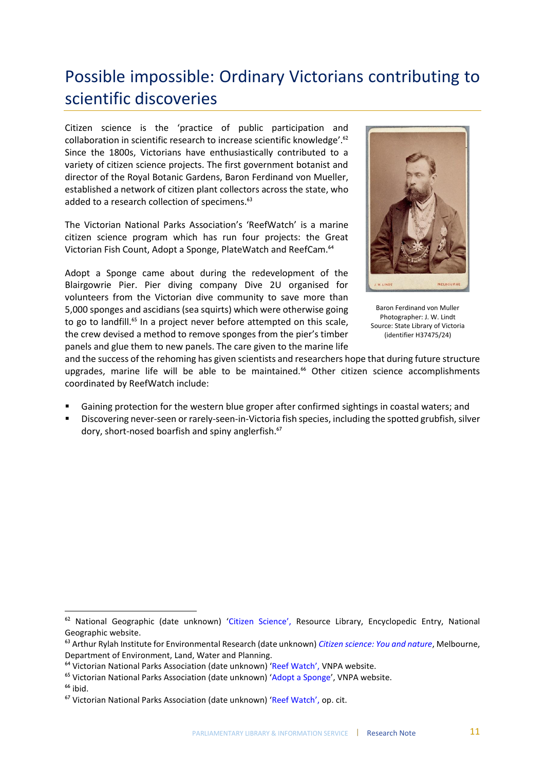# Possible impossible: Ordinary Victorians contributing to scientific discoveries

Citizen science is the 'practice of public participation and collaboration in scientific research to increase scientific knowledge'.[62] Since the 1800s, Victorians have enthusiastically contributed to a variety of citizen science projects. The first government botanist and director of the Royal Botanic Gardens, Baron Ferdinand von Mueller, established a network of citizen plant collectors across the state, who added to a research collection of specimens.[63]

The Victorian National Parks Association's 'ReefWatch' is a marine citizen science program which has run four projects: the Great Victorian Fish Count, Adopt a Sponge, PlateWatch and ReefCam.[64]

Adopt a Sponge came about during the redevelopment of the Blairgowrie Pier. Pier diving company Dive 2U organised for volunteers from the Victorian dive community to save more than 5,000 sponges and ascidians (sea squirts) which were otherwise going to go to landfill.[65] In a project never before attempted on this scale, the crew devised a method to remove sponges from the pier's timber panels and glue them to new panels. The care given to the marine life and the success of the rehoming has given scientists and researchers hope that during future structure upgrades, marine life will be able to be maintained.[66] Other citizen science accomplishments coordinated by ReefWatch include:

- Gaining protection for the western blue groper after confirmed sightings in coastal waters; and
- Discovering never-seen or rarely-seen-in-Victoria fish species, including the spotted grubfish, silver dory, short-nosed boarfish and spiny anglerfish.[67]

Baron Ferdinand von Muller
Photographer: J. W. Lindt
Source: State Library of Victoria
(identifier H37475/24)

---

[62] National Geographic (date unknown) 'Citizen Science', Resource Library, Encyclopedic Entry, National Geographic website.

[63] Arthur Rylah Institute for Environmental Research (date unknown) *Citizen science: You and nature*, Melbourne, Department of Environment, Land, Water and Planning.

[64] Victorian National Parks Association (date unknown) 'Reef Watch', VNPA website.

[65] Victorian National Parks Association (date unknown) 'Adopt a Sponge', VNPA website.

[66] ibid.

[67] Victorian National Parks Association (date unknown) 'Reef Watch', op. cit.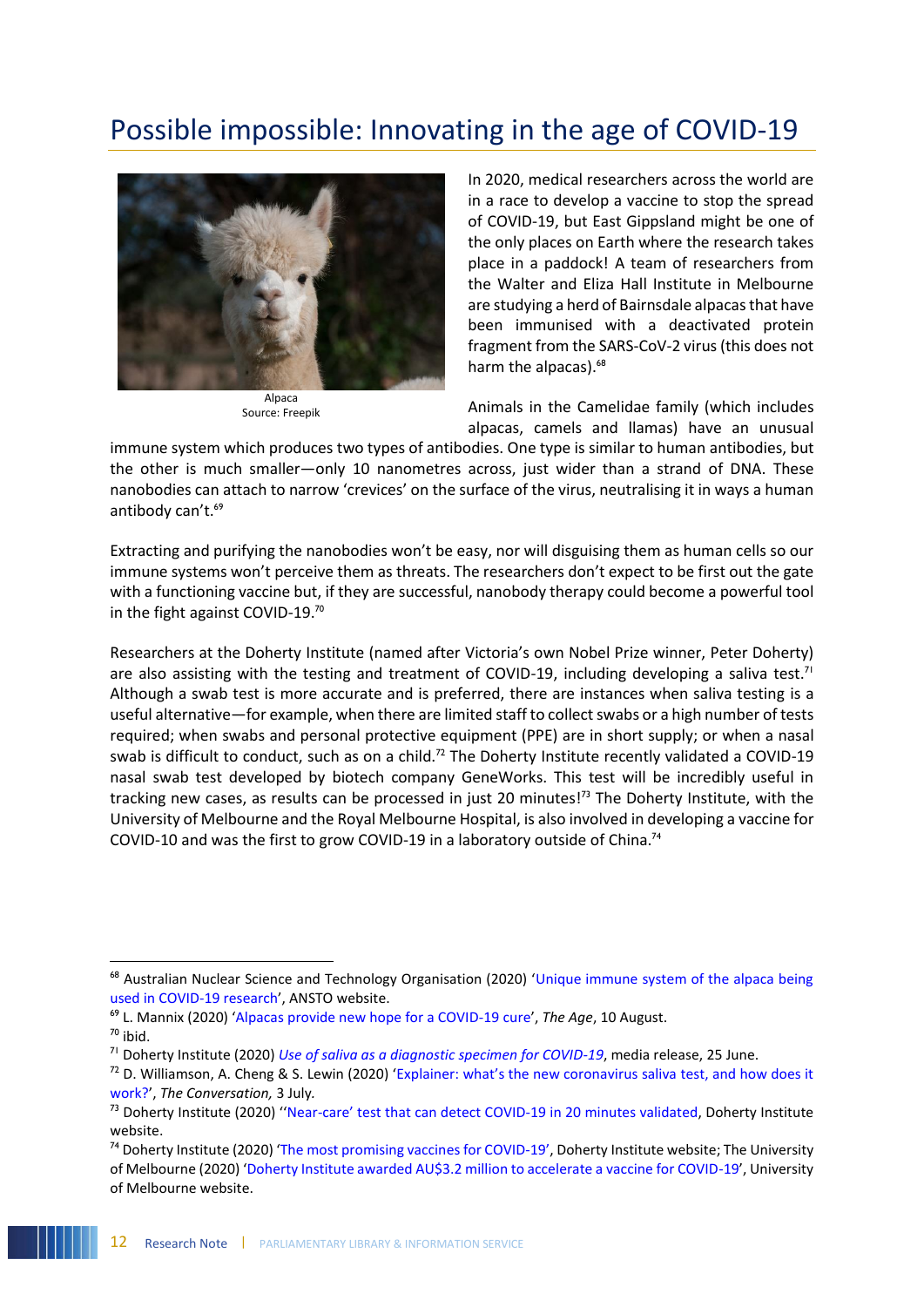# Possible impossible: Innovating in the age of COVID-19

Alpaca
Source: Freepik

In 2020, medical researchers across the world are in a race to develop a vaccine to stop the spread of COVID-19, but East Gippsland might be one of the only places on Earth where the research takes place in a paddock! A team of researchers from the Walter and Eliza Hall Institute in Melbourne are studying a herd of Bairnsdale alpacas that have been immunised with a deactivated protein fragment from the SARS-CoV-2 virus (this does not harm the alpacas).[68]

Animals in the Camelidae family (which includes alpacas, camels and llamas) have an unusual immune system which produces two types of antibodies. One type is similar to human antibodies, but the other is much smaller—only 10 nanometres across, just wider than a strand of DNA. These nanobodies can attach to narrow 'crevices' on the surface of the virus, neutralising it in ways a human antibody can't.[69]

Extracting and purifying the nanobodies won't be easy, nor will disguising them as human cells so our immune systems won't perceive them as threats. The researchers don't expect to be first out the gate with a functioning vaccine but, if they are successful, nanobody therapy could become a powerful tool in the fight against COVID-19.[70]

Researchers at the Doherty Institute (named after Victoria's own Nobel Prize winner, Peter Doherty) are also assisting with the testing and treatment of COVID-19, including developing a saliva test.[71] Although a swab test is more accurate and is preferred, there are instances when saliva testing is a useful alternative—for example, when there are limited staff to collect swabs or a high number of tests required; when swabs and personal protective equipment (PPE) are in short supply; or when a nasal swab is difficult to conduct, such as on a child.[72] The Doherty Institute recently validated a COVID-19 nasal swab test developed by biotech company GeneWorks. This test will be incredibly useful in tracking new cases, as results can be processed in just 20 minutes![73] The Doherty Institute, with the University of Melbourne and the Royal Melbourne Hospital, is also involved in developing a vaccine for COVID-10 and was the first to grow COVID-19 in a laboratory outside of China.[74]

---

[68] Australian Nuclear Science and Technology Organisation (2020) 'Unique immune system of the alpaca being used in COVID-19 research', ANSTO website.

[69] L. Mannix (2020) 'Alpacas provide new hope for a COVID-19 cure', *The Age*, 10 August.

[70] ibid.

[71] Doherty Institute (2020) *Use of saliva as a diagnostic specimen for COVID-19*, media release, 25 June.

[72] D. Williamson, A. Cheng & S. Lewin (2020) 'Explainer: what's the new coronavirus saliva test, and how does it work?', *The Conversation,* 3 July.

[73] Doherty Institute (2020) ''Near-care' test that can detect COVID-19 in 20 minutes validated, Doherty Institute website.

[74] Doherty Institute (2020) 'The most promising vaccines for COVID-19', Doherty Institute website; The University of Melbourne (2020) 'Doherty Institute awarded AU$3.2 million to accelerate a vaccine for COVID-19', University of Melbourne website.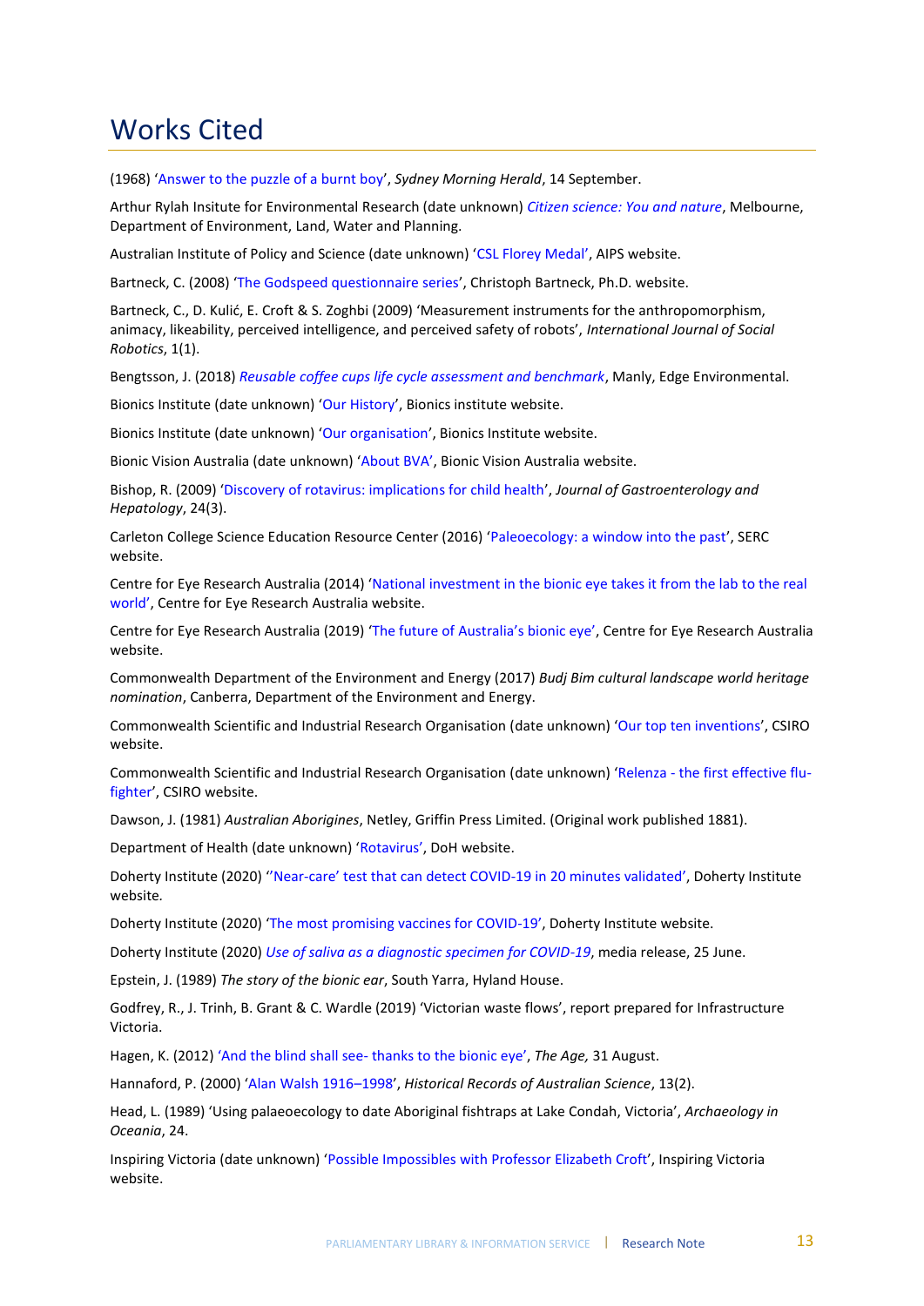# Works Cited

(1968) 'Answer to the puzzle of a burnt boy', *Sydney Morning Herald*, 14 September.

Arthur Rylah Insitute for Environmental Research (date unknown) *Citizen science: You and nature*, Melbourne, Department of Environment, Land, Water and Planning.

Australian Institute of Policy and Science (date unknown) 'CSL Florey Medal', AIPS website.

Bartneck, C. (2008) 'The Godspeed questionnaire series', Christoph Bartneck, Ph.D. website.

Bartneck, C., D. Kulić, E. Croft & S. Zoghbi (2009) 'Measurement instruments for the anthropomorphism, animacy, likeability, perceived intelligence, and perceived safety of robots', *International Journal of Social Robotics*, 1(1).

Bengtsson, J. (2018) *Reusable coffee cups life cycle assessment and benchmark*, Manly, Edge Environmental.

Bionics Institute (date unknown) 'Our History', Bionics institute website.

Bionics Institute (date unknown) 'Our organisation', Bionics Institute website.

Bionic Vision Australia (date unknown) 'About BVA', Bionic Vision Australia website.

Bishop, R. (2009) 'Discovery of rotavirus: implications for child health', *Journal of Gastroenterology and Hepatology*, 24(3).

Carleton College Science Education Resource Center (2016) 'Paleoecology: a window into the past', SERC website.

Centre for Eye Research Australia (2014) 'National investment in the bionic eye takes it from the lab to the real world', Centre for Eye Research Australia website.

Centre for Eye Research Australia (2019) 'The future of Australia's bionic eye', Centre for Eye Research Australia website.

Commonwealth Department of the Environment and Energy (2017) *Budj Bim cultural landscape world heritage nomination*, Canberra, Department of the Environment and Energy.

Commonwealth Scientific and Industrial Research Organisation (date unknown) 'Our top ten inventions', CSIRO website.

Commonwealth Scientific and Industrial Research Organisation (date unknown) 'Relenza - the first effective flu-fighter', CSIRO website.

Dawson, J. (1981) *Australian Aborigines*, Netley, Griffin Press Limited. (Original work published 1881).

Department of Health (date unknown) 'Rotavirus', DoH website.

Doherty Institute (2020) ''Near-care' test that can detect COVID-19 in 20 minutes validated', Doherty Institute website.

Doherty Institute (2020) 'The most promising vaccines for COVID-19', Doherty Institute website.

Doherty Institute (2020) *Use of saliva as a diagnostic specimen for COVID-19*, media release, 25 June.

Epstein, J. (1989) *The story of the bionic ear*, South Yarra, Hyland House.

Godfrey, R., J. Trinh, B. Grant & C. Wardle (2019) 'Victorian waste flows', report prepared for Infrastructure Victoria.

Hagen, K. (2012) 'And the blind shall see- thanks to the bionic eye', *The Age,* 31 August.

Hannaford, P. (2000) 'Alan Walsh 1916–1998', *Historical Records of Australian Science*, 13(2).

Head, L. (1989) 'Using palaeoecology to date Aboriginal fishtraps at Lake Condah, Victoria', *Archaeology in Oceania*, 24.

Inspiring Victoria (date unknown) 'Possible Impossibles with Professor Elizabeth Croft', Inspiring Victoria website.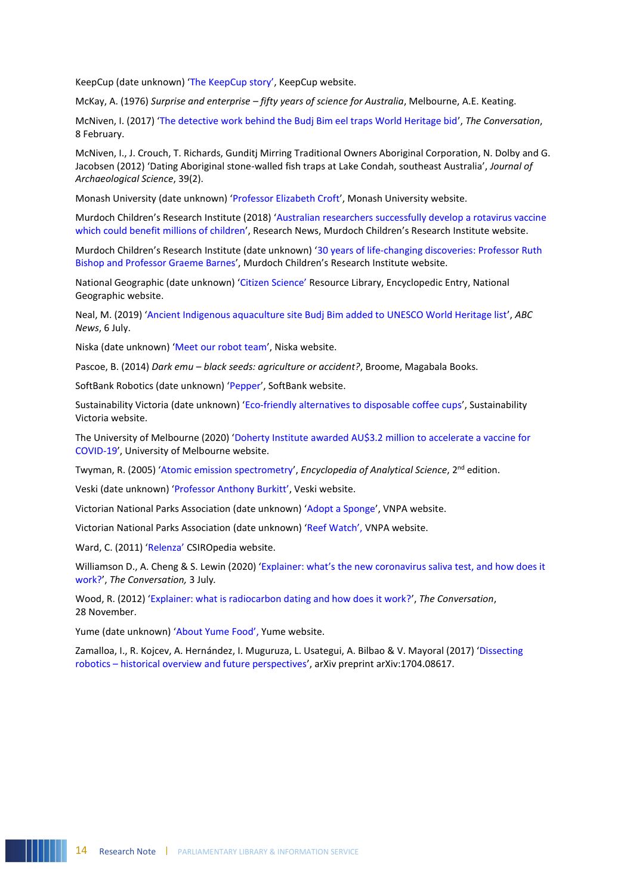KeepCup (date unknown) 'The KeepCup story', KeepCup website.

McKay, A. (1976) *Surprise and enterprise – fifty years of science for Australia*, Melbourne, A.E. Keating.

McNiven, I. (2017) 'The detective work behind the Budj Bim eel traps World Heritage bid', *The Conversation*, 8 February.

McNiven, I., J. Crouch, T. Richards, Gunditj Mirring Traditional Owners Aboriginal Corporation, N. Dolby and G. Jacobsen (2012) 'Dating Aboriginal stone-walled fish traps at Lake Condah, southeast Australia', *Journal of Archaeological Science*, 39(2).

Monash University (date unknown) 'Professor Elizabeth Croft', Monash University website.

Murdoch Children's Research Institute (2018) 'Australian researchers successfully develop a rotavirus vaccine which could benefit millions of children', Research News, Murdoch Children's Research Institute website.

Murdoch Children's Research Institute (date unknown) '30 years of life-changing discoveries: Professor Ruth Bishop and Professor Graeme Barnes', Murdoch Children's Research Institute website.

National Geographic (date unknown) 'Citizen Science' Resource Library, Encyclopedic Entry, National Geographic website.

Neal, M. (2019) 'Ancient Indigenous aquaculture site Budj Bim added to UNESCO World Heritage list', *ABC News*, 6 July.

Niska (date unknown) 'Meet our robot team', Niska website.

Pascoe, B. (2014) *Dark emu – black seeds: agriculture or accident?*, Broome, Magabala Books.

SoftBank Robotics (date unknown) 'Pepper', SoftBank website.

Sustainability Victoria (date unknown) 'Eco-friendly alternatives to disposable coffee cups', Sustainability Victoria website.

The University of Melbourne (2020) 'Doherty Institute awarded AU$3.2 million to accelerate a vaccine for COVID-19', University of Melbourne website.

Twyman, R. (2005) 'Atomic emission spectrometry', *Encyclopedia of Analytical Science*, 2nd edition.

Veski (date unknown) 'Professor Anthony Burkitt', Veski website.

Victorian National Parks Association (date unknown) 'Adopt a Sponge', VNPA website.

Victorian National Parks Association (date unknown) 'Reef Watch', VNPA website.

Ward, C. (2011) 'Relenza' CSIROpedia website.

Williamson D., A. Cheng & S. Lewin (2020) 'Explainer: what's the new coronavirus saliva test, and how does it work?', *The Conversation,* 3 July.

Wood, R. (2012) 'Explainer: what is radiocarbon dating and how does it work?', *The Conversation*, 28 November.

Yume (date unknown) 'About Yume Food', Yume website.

Zamalloa, I., R. Kojcev, A. Hernández, I. Muguruza, L. Usategui, A. Bilbao & V. Mayoral (2017) 'Dissecting robotics – historical overview and future perspectives', arXiv preprint arXiv:1704.08617.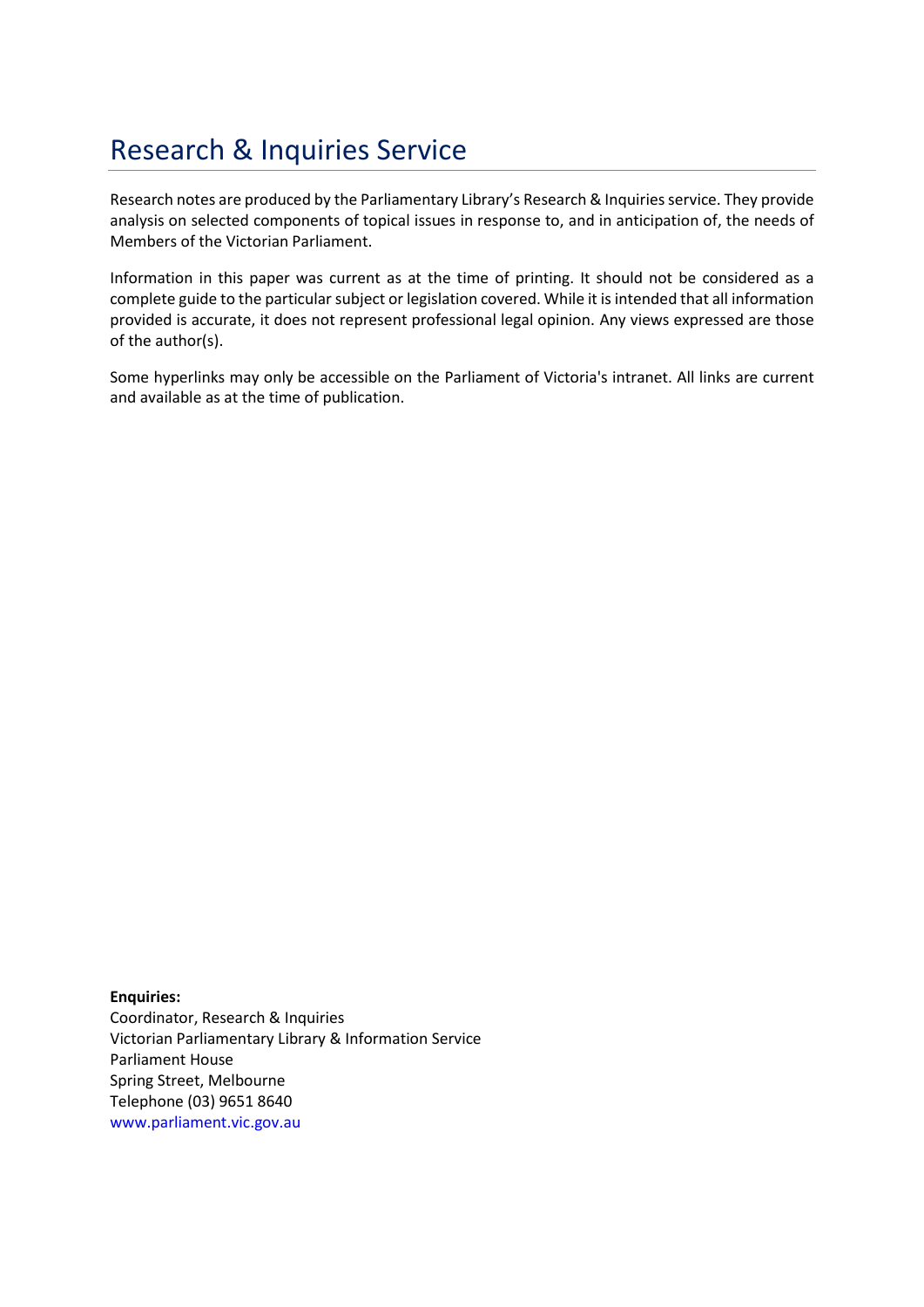# Research & Inquiries Service

Research notes are produced by the Parliamentary Library's Research & Inquiries service. They provide analysis on selected components of topical issues in response to, and in anticipation of, the needs of Members of the Victorian Parliament.

Information in this paper was current as at the time of printing. It should not be considered as a complete guide to the particular subject or legislation covered. While it is intended that all information provided is accurate, it does not represent professional legal opinion. Any views expressed are those of the author(s).

Some hyperlinks may only be accessible on the Parliament of Victoria's intranet. All links are current and available as at the time of publication.

**Enquiries:**
Coordinator, Research & Inquiries
Victorian Parliamentary Library & Information Service
Parliament House
Spring Street, Melbourne
Telephone (03) 9651 8640
www.parliament.vic.gov.au